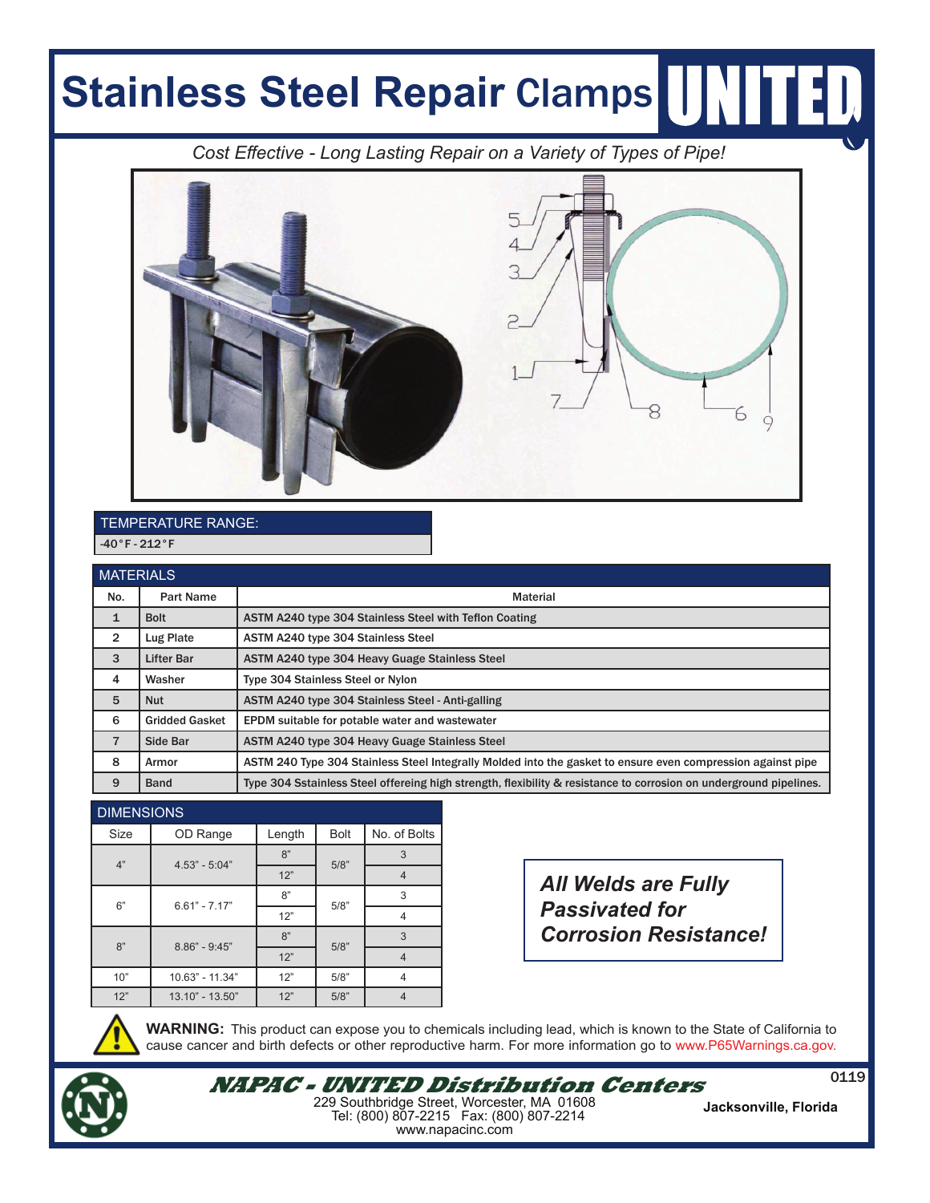# Stainless Steel Repair Clamps

UNITED

*Cost Effective - Long Lasting Repair on a Variety of Types of Pipe!*

| TEMPERATURE RANGE: |
|---|
| -40°F - 212°F |

| MATERIALS | | |
|---|---|---|
| No. | Part Name | Material |
| 1 | Bolt | ASTM A240 type 304 Stainless Steel with Teflon Coating |
| 2 | Lug Plate | ASTM A240 type 304 Stainless Steel |
| 3 | Lifter Bar | ASTM A240 type 304 Heavy Guage Stainless Steel |
| 4 | Washer | Type 304 Stainless Steel or Nylon |
| 5 | Nut | ASTM A240 type 304 Stainless Steel - Anti-galling |
| 6 | Gridded Gasket | EPDM suitable for potable water and wastewater |
| 7 | Side Bar | ASTM A240 type 304 Heavy Guage Stainless Steel |
| 8 | Armor | ASTM 240 Type 304 Stainless Steel Integrally Molded into the gasket to ensure even compression against pipe |
| 9 | Band | Type 304 Sstainless Steel offereing high strength, flexibility & resistance to corrosion on underground pipelines. |

| DIMENSIONS | | | | |
|---|---|---|---|---|
| Size | OD Range | Length | Bolt | No. of Bolts |
| 4" | 4.53" - 5:04" | 8" | 5/8" | 3 |
| | | 12" | | 4 |
| 6" | 6.61" - 7.17" | 8" | 5/8" | 3 |
| | | 12" | | 4 |
| 8" | 8.86" - 9:45" | 8" | 5/8" | 3 |
| | | 12" | | 4 |
| 10" | 10.63" - 11.34" | 12" | 5/8" | 4 |
| 12" | 13.10" - 13.50" | 12" | 5/8" | 4 |

***All Welds are Fully Passivated for Corrosion Resistance!***

**WARNING:** This product can expose you to chemicals including lead, which is known to the State of California to cause cancer and birth defects or other reproductive harm. For more information go to www.P65Warnings.ca.gov.

***NAPAC - UNITED Distribution Centers***

229 Southbridge Street, Worcester, MA 01608
Tel: (800) 807-2215 Fax: (800) 807-2214
www.napacinc.com

0119

**Jacksonville, Florida**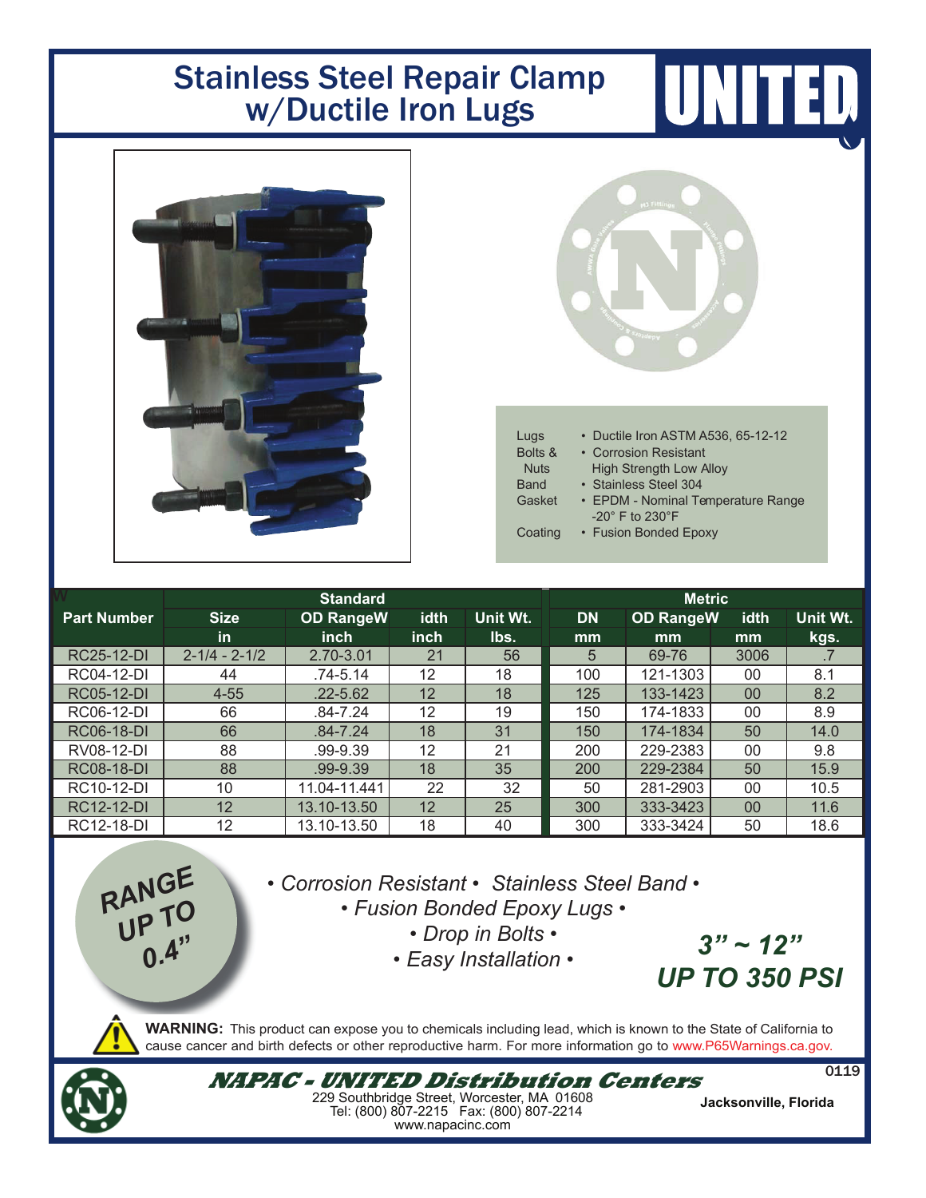# Stainless Steel Repair Clamp w/Ductile Iron Lugs

UNITED

| | |
|---|---|
| Lugs | • Ductile Iron ASTM A536, 65-12-12 |
| Bolts & Nuts | • Corrosion Resistant High Strength Low Alloy |
| Band | • Stainless Steel 304 |
| Gasket | • EPDM - Nominal Temperature Range -20° F to 230°F |
| Coating | • Fusion Bonded Epoxy |

| W | Standard | | | | Metric | | | |
|---|---|---|---|---|---|---|---|---|
| Part Number | Size | OD RangeW | idth | Unit Wt. | DN | OD RangeW | idth | Unit Wt. |
| | in | inch | inch | lbs. | mm | mm | mm | kgs. |
| RC25-12-DI | 2-1/4 - 2-1/2 | 2.70-3.01 | 21 | 56 | 5 | 69-76 | 3006 | .7 |
| RC04-12-DI | 44 | .74-5.14 | 12 | 18 | 100 | 121-1303 | 00 | 8.1 |
| RC05-12-DI | 4-55 | .22-5.62 | 12 | 18 | 125 | 133-1423 | 00 | 8.2 |
| RC06-12-DI | 66 | .84-7.24 | 12 | 19 | 150 | 174-1833 | 00 | 8.9 |
| RC06-18-DI | 66 | .84-7.24 | 18 | 31 | 150 | 174-1834 | 50 | 14.0 |
| RV08-12-DI | 88 | .99-9.39 | 12 | 21 | 200 | 229-2383 | 00 | 9.8 |
| RC08-18-DI | 88 | .99-9.39 | 18 | 35 | 200 | 229-2384 | 50 | 15.9 |
| RC10-12-DI | 10 | 11.04-11.441 | 22 | 32 | 50 | 281-2903 | 00 | 10.5 |
| RC12-12-DI | 12 | 13.10-13.50 | 12 | 25 | 300 | 333-3423 | 00 | 11.6 |
| RC12-18-DI | 12 | 13.10-13.50 | 18 | 40 | 300 | 333-3424 | 50 | 18.6 |

RANGE UP TO 0.4"

*• Corrosion Resistant • Stainless Steel Band •*
*• Fusion Bonded Epoxy Lugs •*
*• Drop in Bolts •*
*• Easy Installation •*

***3" ~ 12"***
***UP TO 350 PSI***

**WARNING:** This product can expose you to chemicals including lead, which is known to the State of California to cause cancer and birth defects or other reproductive harm. For more information go to www.P65Warnings.ca.gov.

***NAPAC - UNITED Distribution Centers***
229 Southbridge Street, Worcester, MA 01608
Tel: (800) 807-2215 Fax: (800) 807-2214
www.napacinc.com

**Jacksonville, Florida**

0119